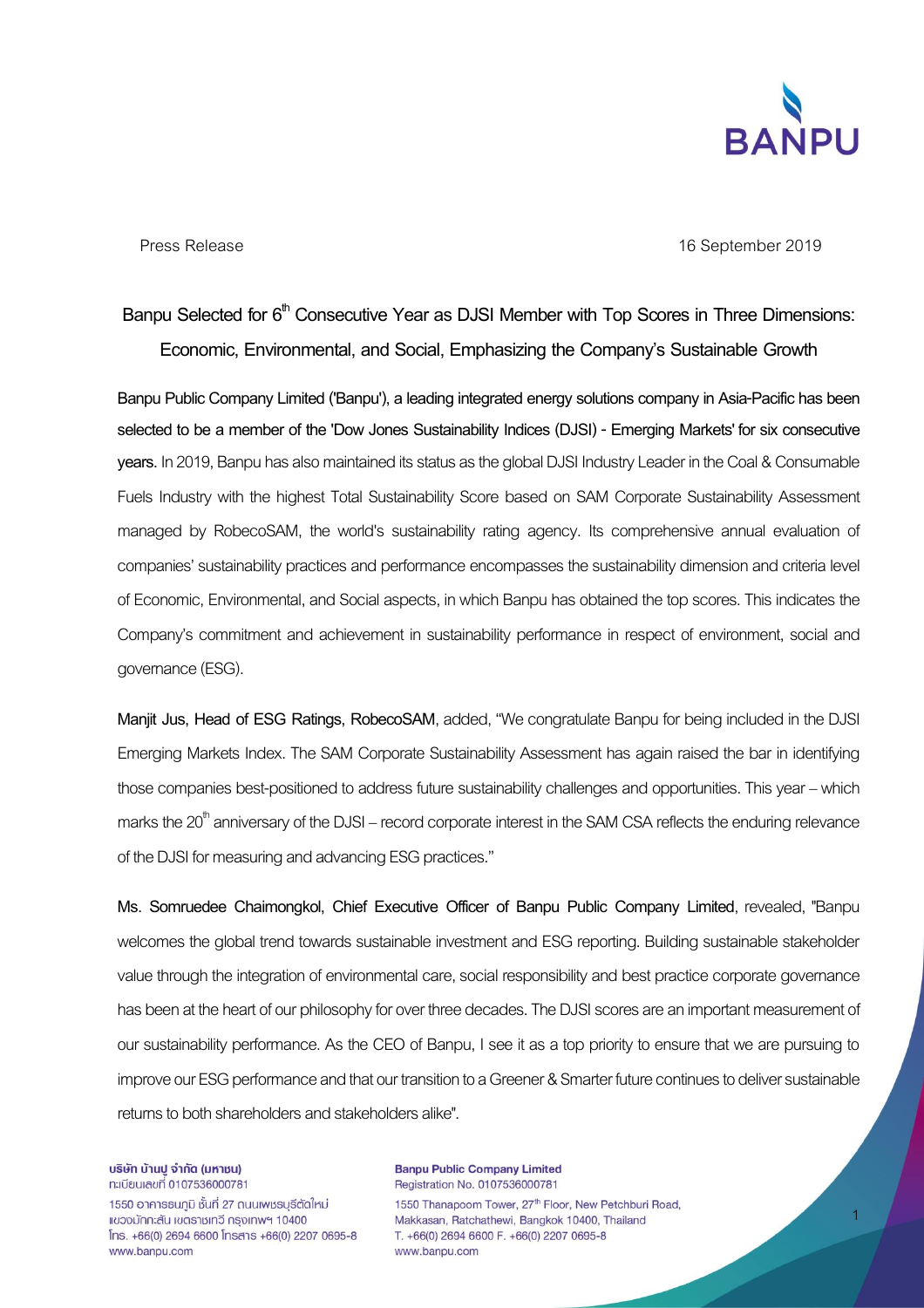Press Release

16 September 2019

# Banpu Selected for 6th Consecutive Year as DJSI Member with Top Scores in Three Dimensions: Economic, Environmental, and Social, Emphasizing the Company's Sustainable Growth

**Banpu Public Company Limited ('Banpu'), a leading integrated energy solutions company in Asia-Pacific has been selected to be a member of the 'Dow Jones Sustainability Indices (DJSI) - Emerging Markets' for six consecutive years.** In 2019, Banpu has also maintained its status as the global DJSI Industry Leader in the Coal & Consumable Fuels Industry with the highest Total Sustainability Score based on SAM Corporate Sustainability Assessment managed by RobecoSAM, the world's sustainability rating agency. Its comprehensive annual evaluation of companies' sustainability practices and performance encompasses the sustainability dimension and criteria level of Economic, Environmental, and Social aspects, in which Banpu has obtained the top scores. This indicates the Company's commitment and achievement in sustainability performance in respect of environment, social and governance (ESG).

**Manjit Jus, Head of ESG Ratings, RobecoSAM**, added, "We congratulate Banpu for being included in the DJSI Emerging Markets Index. The SAM Corporate Sustainability Assessment has again raised the bar in identifying those companies best-positioned to address future sustainability challenges and opportunities. This year – which marks the 20th anniversary of the DJSI – record corporate interest in the SAM CSA reflects the enduring relevance of the DJSI for measuring and advancing ESG practices."

**Ms. Somruedee Chaimongkol, Chief Executive Officer of Banpu Public Company Limited**, revealed, "Banpu welcomes the global trend towards sustainable investment and ESG reporting. Building sustainable stakeholder value through the integration of environmental care, social responsibility and best practice corporate governance has been at the heart of our philosophy for over three decades. The DJSI scores are an important measurement of our sustainability performance. As the CEO of Banpu, I see it as a top priority to ensure that we are pursuing to improve our ESG performance and that our transition to a Greener & Smarter future continues to deliver sustainable returns to both shareholders and stakeholders alike".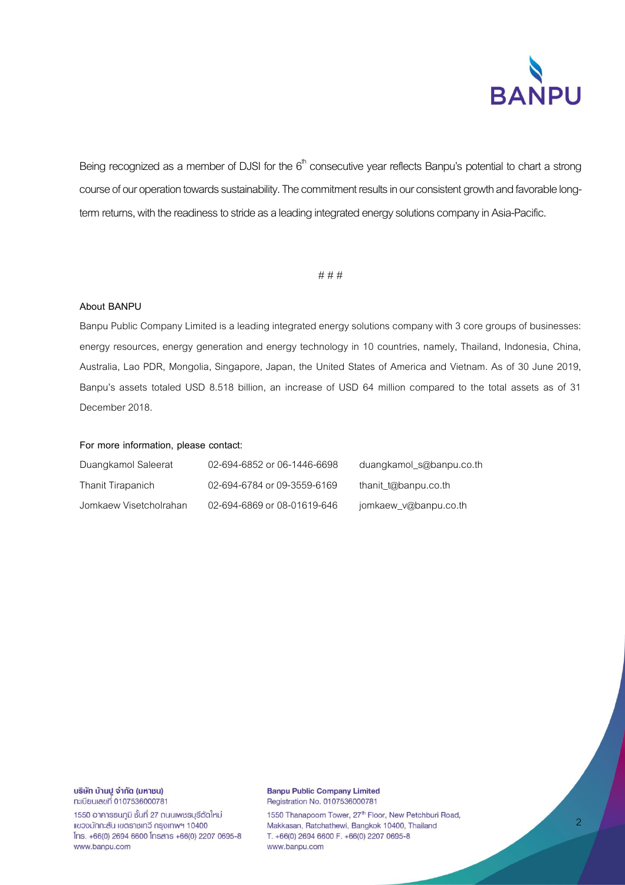Being recognized as a member of DJSI for the 6th consecutive year reflects Banpu's potential to chart a strong course of our operation towards sustainability. The commitment results in our consistent growth and favorable long-term returns, with the readiness to stride as a leading integrated energy solutions company in Asia-Pacific.

# # #

**About BANPU**

Banpu Public Company Limited is a leading integrated energy solutions company with 3 core groups of businesses: energy resources, energy generation and energy technology in 10 countries, namely, Thailand, Indonesia, China, Australia, Lao PDR, Mongolia, Singapore, Japan, the United States of America and Vietnam. As of 30 June 2019, Banpu's assets totaled USD 8.518 billion, an increase of USD 64 million compared to the total assets as of 31 December 2018.

**For more information, please contact:**

| | | |
|---|---|---|
| Duangkamol Saleerat | 02-694-6852 or 06-1446-6698 | duangkamol_s@banpu.co.th |
| Thanit Tirapanich | 02-694-6784 or 09-3559-6169 | thanit_t@banpu.co.th |
| Jomkaew Visetcholrahan | 02-694-6869 or 08-01619-646 | jomkaew_v@banpu.co.th |